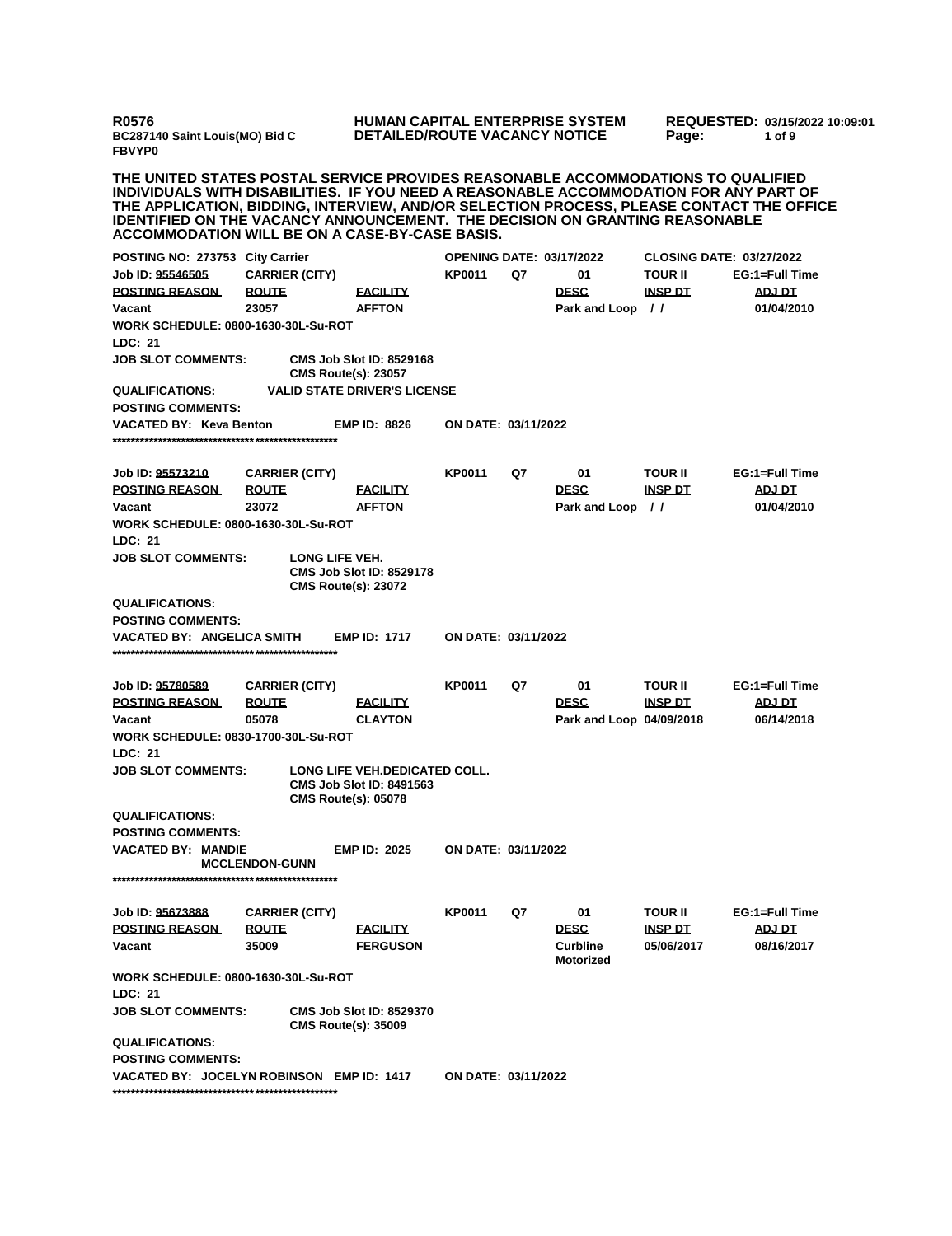R0576
BC287140 Saint Louis(MO) Bid C
FBVYP0

**HUMAN CAPITAL ENTERPRISE SYSTEM**
**DETAILED/ROUTE VACANCY NOTICE**

**REQUESTED: 03/15/2022 10:09:01**

**THE UNITED STATES POSTAL SERVICE PROVIDES REASONABLE ACCOMMODATIONS TO QUALIFIED INDIVIDUALS WITH DISABILITIES. IF YOU NEED A REASONABLE ACCOMMODATION FOR ANY PART OF THE APPLICATION, BIDDING, INTERVIEW, AND/OR SELECTION PROCESS, PLEASE CONTACT THE OFFICE IDENTIFIED ON THE VACANCY ANNOUNCEMENT. THE DECISION ON GRANTING REASONABLE ACCOMMODATION WILL BE ON A CASE-BY-CASE BASIS.**

**POSTING NO: 273753 City Carrier** | **OPENING DATE: 03/17/2022** | **CLOSING DATE: 03/27/2022**

| Job ID: 95546505 | CARRIER (CITY) | | KP0011 | Q7 | 01 | TOUR II | EG:1=Full Time |
|---|---|---|---|---|---|---|---|
| **POSTING REASON** | **ROUTE** | **FACILITY** | | | **DESC** | **INSP DT** | **ADJ DT** |
| Vacant | 23057 | AFFTON | | | Park and Loop | / / | 01/04/2010 |

**WORK SCHEDULE: 0800-1630-30L-Su-ROT**
**LDC: 21**
**JOB SLOT COMMENTS:** CMS Job Slot ID: 8529168
CMS Route(s): 23057
**QUALIFICATIONS:** VALID STATE DRIVER'S LICENSE
**POSTING COMMENTS:**
**VACATED BY: Keva Benton** **EMP ID: 8826** **ON DATE: 03/11/2022**

**************************************************

| Job ID: 95573210 | CARRIER (CITY) | | KP0011 | Q7 | 01 | TOUR II | EG:1=Full Time |
|---|---|---|---|---|---|---|---|
| **POSTING REASON** | **ROUTE** | **FACILITY** | | | **DESC** | **INSP DT** | **ADJ DT** |
| Vacant | 23072 | AFFTON | | | Park and Loop | / / | 01/04/2010 |

**WORK SCHEDULE: 0800-1630-30L-Su-ROT**
**LDC: 21**
**JOB SLOT COMMENTS:** LONG LIFE VEH.
CMS Job Slot ID: 8529178
CMS Route(s): 23072
**QUALIFICATIONS:**
**POSTING COMMENTS:**
**VACATED BY: ANGELICA SMITH** **EMP ID: 1717** **ON DATE: 03/11/2022**

**************************************************

| Job ID: 95780589 | CARRIER (CITY) | | KP0011 | Q7 | 01 | TOUR II | EG:1=Full Time |
|---|---|---|---|---|---|---|---|
| **POSTING REASON** | **ROUTE** | **FACILITY** | | | **DESC** | **INSP DT** | **ADJ DT** |
| Vacant | 05078 | CLAYTON | | | Park and Loop | 04/09/2018 | 06/14/2018 |

**WORK SCHEDULE: 0830-1700-30L-Su-ROT**
**LDC: 21**
**JOB SLOT COMMENTS:** LONG LIFE VEH.DEDICATED COLL.
CMS Job Slot ID: 8491563
CMS Route(s): 05078
**QUALIFICATIONS:**
**POSTING COMMENTS:**
**VACATED BY: MANDIE MCCLENDON-GUNN** **EMP ID: 2025** **ON DATE: 03/11/2022**

**************************************************

| Job ID: 95673888 | CARRIER (CITY) | | KP0011 | Q7 | 01 | TOUR II | EG:1=Full Time |
|---|---|---|---|---|---|---|---|
| **POSTING REASON** | **ROUTE** | **FACILITY** | | | **DESC** | **INSP DT** | **ADJ DT** |
| Vacant | 35009 | FERGUSON | | | Curbline Motorized | 05/06/2017 | 08/16/2017 |

**WORK SCHEDULE: 0800-1630-30L-Su-ROT**
**LDC: 21**
**JOB SLOT COMMENTS:** CMS Job Slot ID: 8529370
CMS Route(s): 35009
**QUALIFICATIONS:**
**POSTING COMMENTS:**
**VACATED BY: JOCELYN ROBINSON** **EMP ID: 1417** **ON DATE: 03/11/2022**

**************************************************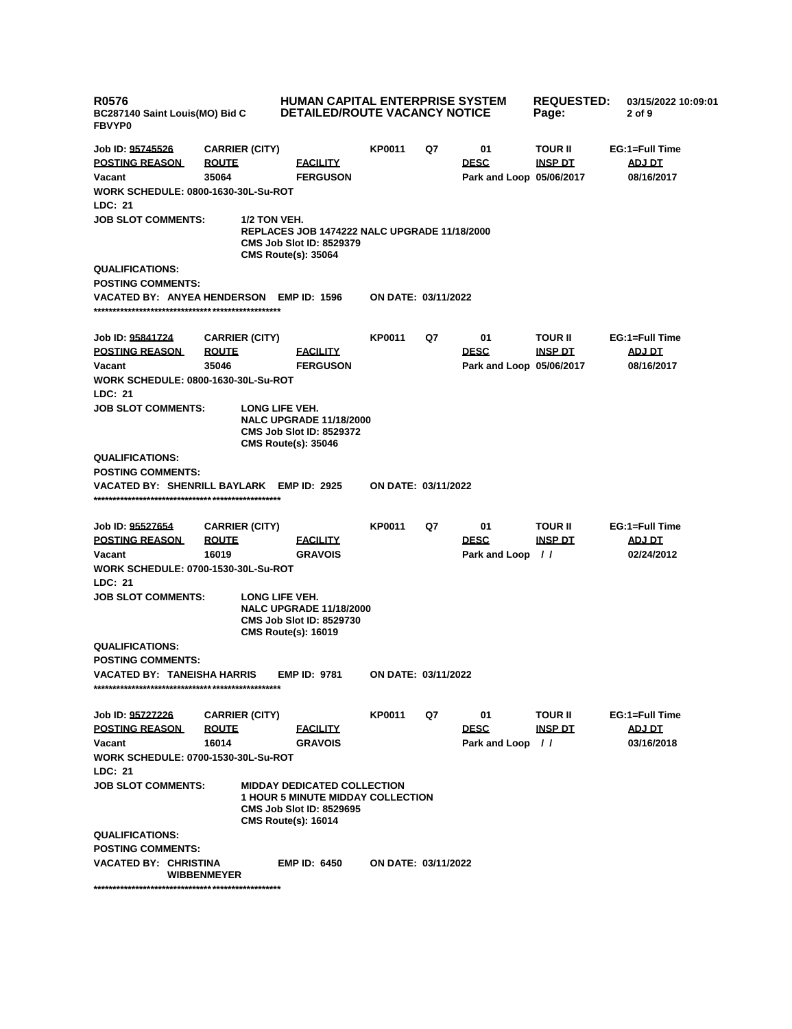**R0576** **HUMAN CAPITAL ENTERPRISE SYSTEM** **REQUESTED:** 03/15/2022 10:09:01
**BC287140 Saint Louis(MO) Bid C** **DETAILED/ROUTE VACANCY NOTICE**
**FBVYP0**

| Job ID: 95745526 | CARRIER (CITY) | | KP0011 | Q7 | 01 | TOUR II | EG:1=Full Time |
|---|---|---|---|---|---|---|---|
| POSTING REASON | ROUTE | FACILITY | | | DESC | INSP DT | ADJ DT |
| Vacant | 35064 | FERGUSON | | | Park and Loop | 05/06/2017 | 08/16/2017 |

**WORK SCHEDULE: 0800-1630-30L-Su-ROT**
**LDC: 21**
**JOB SLOT COMMENTS:** 1/2 TON VEH.
REPLACES JOB 1474222 NALC UPGRADE 11/18/2000
CMS Job Slot ID: 8529379
CMS Route(s): 35064
**QUALIFICATIONS:**
**POSTING COMMENTS:**
**VACATED BY:** ANYEA HENDERSON **EMP ID:** 1596 **ON DATE:** 03/11/2022
**************************************************

| Job ID: 95841724 | CARRIER (CITY) | | KP0011 | Q7 | 01 | TOUR II | EG:1=Full Time |
|---|---|---|---|---|---|---|---|
| POSTING REASON | ROUTE | FACILITY | | | DESC | INSP DT | ADJ DT |
| Vacant | 35046 | FERGUSON | | | Park and Loop | 05/06/2017 | 08/16/2017 |

**WORK SCHEDULE: 0800-1630-30L-Su-ROT**
**LDC: 21**
**JOB SLOT COMMENTS:** LONG LIFE VEH.
NALC UPGRADE 11/18/2000
CMS Job Slot ID: 8529372
CMS Route(s): 35046
**QUALIFICATIONS:**
**POSTING COMMENTS:**
**VACATED BY:** SHENRILL BAYLARK **EMP ID:** 2925 **ON DATE:** 03/11/2022
**************************************************

| Job ID: 95527654 | CARRIER (CITY) | | KP0011 | Q7 | 01 | TOUR II | EG:1=Full Time |
|---|---|---|---|---|---|---|---|
| POSTING REASON | ROUTE | FACILITY | | | DESC | INSP DT | ADJ DT |
| Vacant | 16019 | GRAVOIS | | | Park and Loop | / / | 02/24/2012 |

**WORK SCHEDULE: 0700-1530-30L-Su-ROT**
**LDC: 21**
**JOB SLOT COMMENTS:** LONG LIFE VEH.
NALC UPGRADE 11/18/2000
CMS Job Slot ID: 8529730
CMS Route(s): 16019
**QUALIFICATIONS:**
**POSTING COMMENTS:**
**VACATED BY:** TANEISHA HARRIS **EMP ID:** 9781 **ON DATE:** 03/11/2022
**************************************************

| Job ID: 95727226 | CARRIER (CITY) | | KP0011 | Q7 | 01 | TOUR II | EG:1=Full Time |
|---|---|---|---|---|---|---|---|
| POSTING REASON | ROUTE | FACILITY | | | DESC | INSP DT | ADJ DT |
| Vacant | 16014 | GRAVOIS | | | Park and Loop | / / | 03/16/2018 |

**WORK SCHEDULE: 0700-1530-30L-Su-ROT**
**LDC: 21**
**JOB SLOT COMMENTS:** MIDDAY DEDICATED COLLECTION
1 HOUR 5 MINUTE MIDDAY COLLECTION
CMS Job Slot ID: 8529695
CMS Route(s): 16014
**QUALIFICATIONS:**
**POSTING COMMENTS:**
**VACATED BY:** CHRISTINA WIBBENMEYER **EMP ID:** 6450 **ON DATE:** 03/11/2022
**************************************************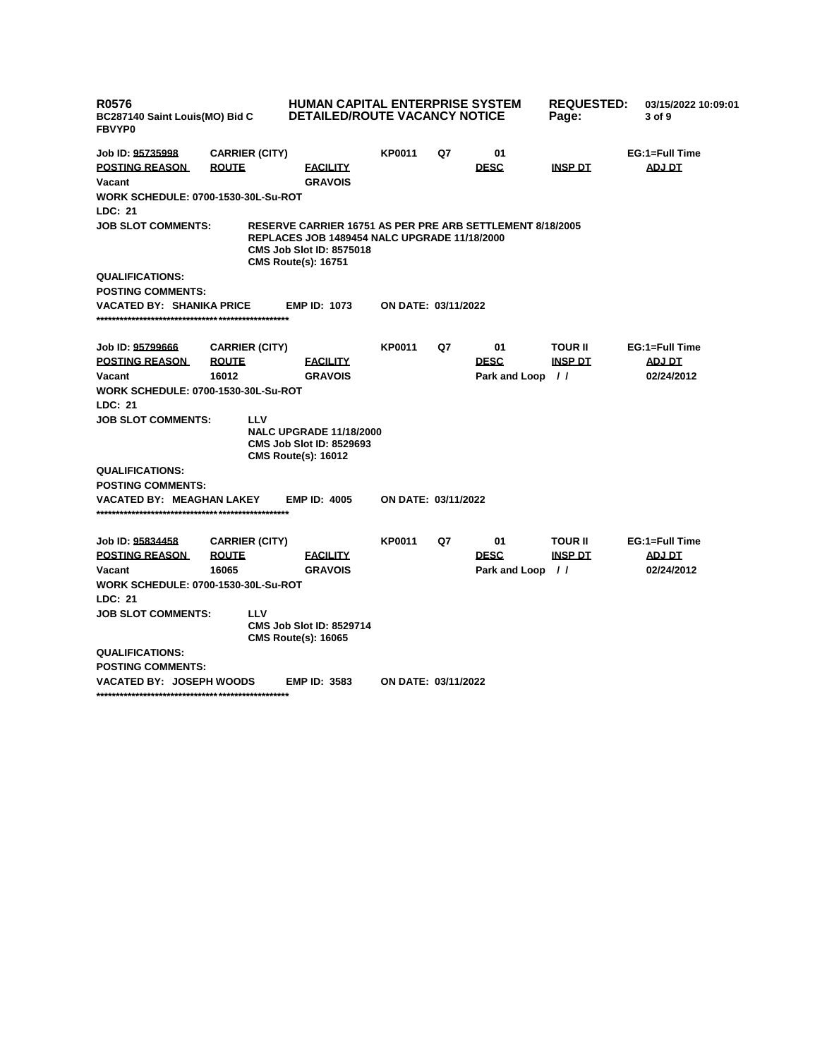R0576 **HUMAN CAPITAL ENTERPRISE SYSTEM** **REQUESTED:** 03/15/2022 10:09:01
BC287140 Saint Louis(MO) Bid C **DETAILED/ROUTE VACANCY NOTICE**
FBVYP0

---

**Job ID:** 95735998 | **CARRIER (CITY)** | **KP0011** | **Q7** | **01** | **EG:1=Full Time**

| POSTING REASON | ROUTE | FACILITY | DESC | INSP DT | ADJ DT |
|---|---|---|---|---|---|
| Vacant | | GRAVOIS | | | |

**WORK SCHEDULE:** 0700-1530-30L-Su-ROT
**LDC:** 21
**JOB SLOT COMMENTS:** RESERVE CARRIER 16751 AS PER PRE ARB SETTLEMENT 8/18/2005
REPLACES JOB 1489454 NALC UPGRADE 11/18/2000
CMS Job Slot ID: 8575018
CMS Route(s): 16751
**QUALIFICATIONS:**
**POSTING COMMENTS:**
**VACATED BY:** SHANIKA PRICE **EMP ID:** 1073 **ON DATE:** 03/11/2022

***************************************************

**Job ID:** 95799666 | **CARRIER (CITY)** | **KP0011** | **Q7** | **01** | **TOUR II** | **EG:1=Full Time**

| POSTING REASON | ROUTE | FACILITY | DESC | INSP DT | ADJ DT |
|---|---|---|---|---|---|
| Vacant | 16012 | GRAVOIS | Park and Loop | / / | 02/24/2012 |

**WORK SCHEDULE:** 0700-1530-30L-Su-ROT
**LDC:** 21
**JOB SLOT COMMENTS:** LLV
NALC UPGRADE 11/18/2000
CMS Job Slot ID: 8529693
CMS Route(s): 16012
**QUALIFICATIONS:**
**POSTING COMMENTS:**
**VACATED BY:** MEAGHAN LAKEY **EMP ID:** 4005 **ON DATE:** 03/11/2022

***************************************************

**Job ID:** 95834458 | **CARRIER (CITY)** | **KP0011** | **Q7** | **01** | **TOUR II** | **EG:1=Full Time**

| POSTING REASON | ROUTE | FACILITY | DESC | INSP DT | ADJ DT |
|---|---|---|---|---|---|
| Vacant | 16065 | GRAVOIS | Park and Loop | / / | 02/24/2012 |

**WORK SCHEDULE:** 0700-1530-30L-Su-ROT
**LDC:** 21
**JOB SLOT COMMENTS:** LLV
CMS Job Slot ID: 8529714
CMS Route(s): 16065
**QUALIFICATIONS:**
**POSTING COMMENTS:**
**VACATED BY:** JOSEPH WOODS **EMP ID:** 3583 **ON DATE:** 03/11/2022

***************************************************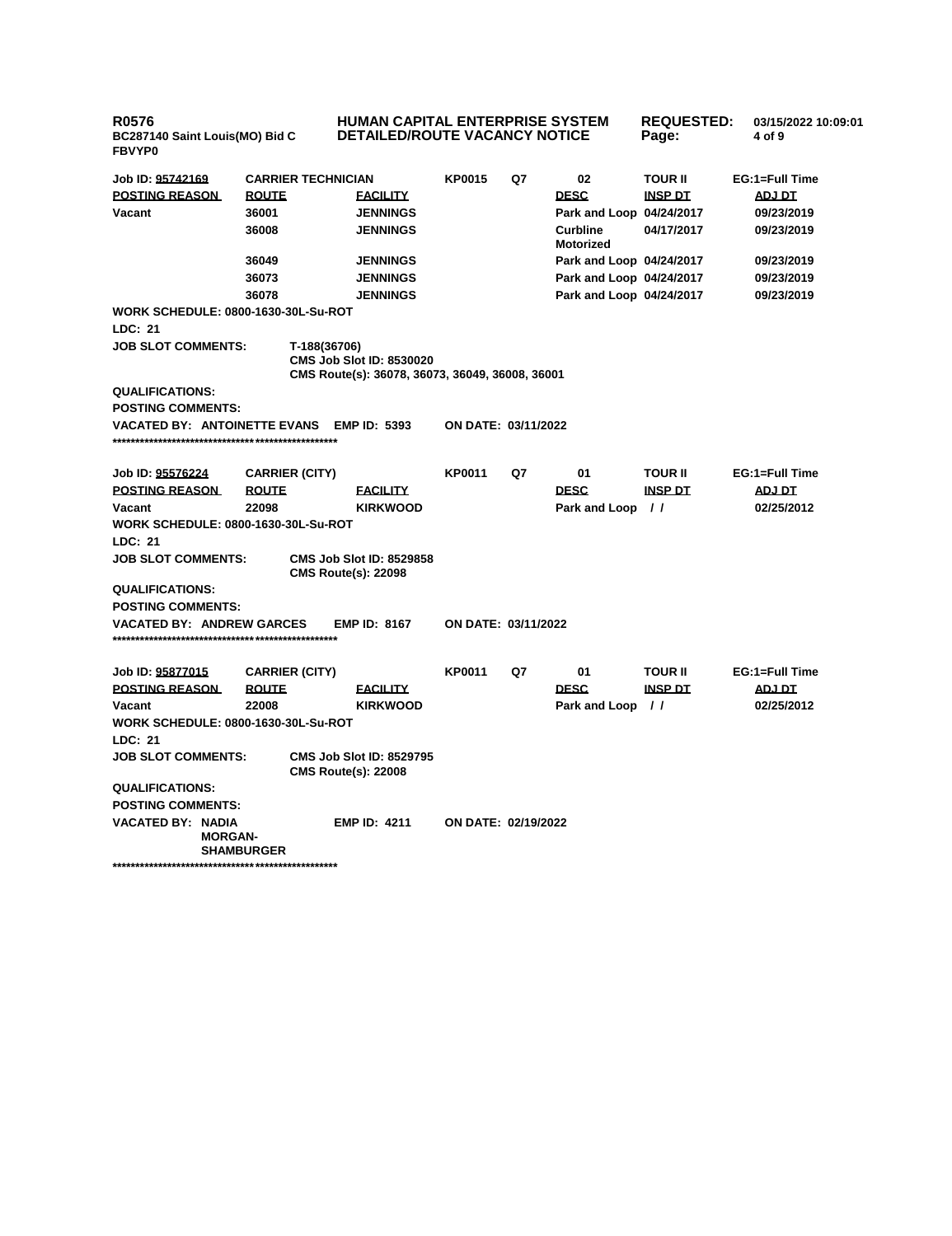**R0576** **HUMAN CAPITAL ENTERPRISE SYSTEM** **REQUESTED:** **03/15/2022 10:09:01**
**BC287140 Saint Louis(MO) Bid C** **DETAILED/ROUTE VACANCY NOTICE**
**FBVYP0**

| Job ID: 95742169 | CARRIER TECHNICIAN | | KP0015 | Q7 | 02 | TOUR II | EG:1=Full Time |
|---|---|---|---|---|---|---|---|
| **POSTING REASON** | **ROUTE** | **FACILITY** | | | **DESC** | **INSP DT** | **ADJ DT** |
| Vacant | 36001 | JENNINGS | | | Park and Loop | 04/24/2017 | 09/23/2019 |
| | 36008 | JENNINGS | | | Curbline Motorized | 04/17/2017 | 09/23/2019 |
| | 36049 | JENNINGS | | | Park and Loop | 04/24/2017 | 09/23/2019 |
| | 36073 | JENNINGS | | | Park and Loop | 04/24/2017 | 09/23/2019 |
| | 36078 | JENNINGS | | | Park and Loop | 04/24/2017 | 09/23/2019 |

**WORK SCHEDULE: 0800-1630-30L-Su-ROT**

**LDC: 21**

**JOB SLOT COMMENTS:** T-188(36706)
CMS Job Slot ID: 8530020
CMS Route(s): 36078, 36073, 36049, 36008, 36001

**QUALIFICATIONS:**

**POSTING COMMENTS:**

**VACATED BY: ANTOINETTE EVANS** **EMP ID: 5393** **ON DATE: 03/11/2022**

**************************************************

| Job ID: 95576224 | CARRIER (CITY) | | KP0011 | Q7 | 01 | TOUR II | EG:1=Full Time |
|---|---|---|---|---|---|---|---|
| **POSTING REASON** | **ROUTE** | **FACILITY** | | | **DESC** | **INSP DT** | **ADJ DT** |
| Vacant | 22098 | KIRKWOOD | | | Park and Loop | / / | 02/25/2012 |

**WORK SCHEDULE: 0800-1630-30L-Su-ROT**

**LDC: 21**

**JOB SLOT COMMENTS:** CMS Job Slot ID: 8529858
CMS Route(s): 22098

**QUALIFICATIONS:**

**POSTING COMMENTS:**

**VACATED BY: ANDREW GARCES** **EMP ID: 8167** **ON DATE: 03/11/2022**

**************************************************

| Job ID: 95877015 | CARRIER (CITY) | | KP0011 | Q7 | 01 | TOUR II | EG:1=Full Time |
|---|---|---|---|---|---|---|---|
| **POSTING REASON** | **ROUTE** | **FACILITY** | | | **DESC** | **INSP DT** | **ADJ DT** |
| Vacant | 22008 | KIRKWOOD | | | Park and Loop | / / | 02/25/2012 |

**WORK SCHEDULE: 0800-1630-30L-Su-ROT**

**LDC: 21**

**JOB SLOT COMMENTS:** CMS Job Slot ID: 8529795
CMS Route(s): 22008

**QUALIFICATIONS:**

**POSTING COMMENTS:**

**VACATED BY: NADIA MORGAN-SHAMBURGER** **EMP ID: 4211** **ON DATE: 02/19/2022**

**************************************************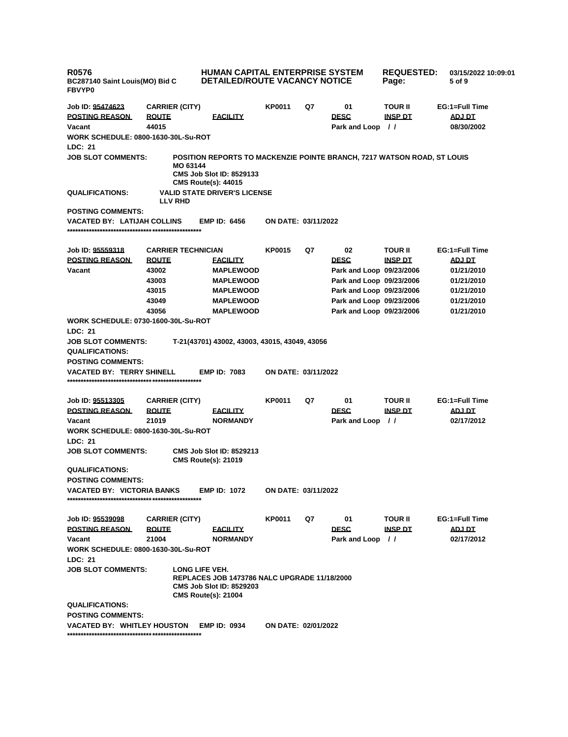**R0576** **HUMAN CAPITAL ENTERPRISE SYSTEM** **REQUESTED: 03/15/2022 10:09:01**
**BC287140 Saint Louis(MO) Bid C** **DETAILED/ROUTE VACANCY NOTICE**
**FBVYP0**

| Job ID: 95474623 | CARRIER (CITY) | | KP0011 | Q7 | 01 | TOUR II | EG:1=Full Time |
|---|---|---|---|---|---|---|---|
| **POSTING REASON** | **ROUTE** | **FACILITY** | | | **DESC** | **INSP DT** | **ADJ DT** |
| Vacant | 44015 | | | | Park and Loop | / / | 08/30/2002 |

**WORK SCHEDULE: 0800-1630-30L-Su-ROT**

**LDC: 21**

**JOB SLOT COMMENTS:** POSITION REPORTS TO MACKENZIE POINTE BRANCH, 7217 WATSON ROAD, ST LOUIS MO 63144
CMS Job Slot ID: 8529133
CMS Route(s): 44015

**QUALIFICATIONS:** VALID STATE DRIVER'S LICENSE
LLV RHD

**POSTING COMMENTS:**

**VACATED BY: LATIJAH COLLINS** **EMP ID: 6456** **ON DATE: 03/11/2022**

***************************************************

| Job ID: 95559318 | CARRIER TECHNICIAN | | KP0015 | Q7 | 02 | TOUR II | EG:1=Full Time |
|---|---|---|---|---|---|---|---|
| **POSTING REASON** | **ROUTE** | **FACILITY** | | | **DESC** | **INSP DT** | **ADJ DT** |
| Vacant | 43002 | MAPLEWOOD | | | Park and Loop | 09/23/2006 | 01/21/2010 |
| | 43003 | MAPLEWOOD | | | Park and Loop | 09/23/2006 | 01/21/2010 |
| | 43015 | MAPLEWOOD | | | Park and Loop | 09/23/2006 | 01/21/2010 |
| | 43049 | MAPLEWOOD | | | Park and Loop | 09/23/2006 | 01/21/2010 |
| | 43056 | MAPLEWOOD | | | Park and Loop | 09/23/2006 | 01/21/2010 |

**WORK SCHEDULE: 0730-1600-30L-Su-ROT**

**LDC: 21**

**JOB SLOT COMMENTS:** T-21(43701) 43002, 43003, 43015, 43049, 43056

**QUALIFICATIONS:**

**POSTING COMMENTS:**

**VACATED BY: TERRY SHINELL** **EMP ID: 7083** **ON DATE: 03/11/2022**

***************************************************

| Job ID: 95513305 | CARRIER (CITY) | | KP0011 | Q7 | 01 | TOUR II | EG:1=Full Time |
|---|---|---|---|---|---|---|---|
| **POSTING REASON** | **ROUTE** | **FACILITY** | | | **DESC** | **INSP DT** | **ADJ DT** |
| Vacant | 21019 | NORMANDY | | | Park and Loop | / / | 02/17/2012 |

**WORK SCHEDULE: 0800-1630-30L-Su-ROT**

**LDC: 21**

**JOB SLOT COMMENTS:** CMS Job Slot ID: 8529213
CMS Route(s): 21019

**QUALIFICATIONS:**

**POSTING COMMENTS:**

**VACATED BY: VICTORIA BANKS** **EMP ID: 1072** **ON DATE: 03/11/2022**

***************************************************

| Job ID: 95539098 | CARRIER (CITY) | | KP0011 | Q7 | 01 | TOUR II | EG:1=Full Time |
|---|---|---|---|---|---|---|---|
| **POSTING REASON** | **ROUTE** | **FACILITY** | | | **DESC** | **INSP DT** | **ADJ DT** |
| Vacant | 21004 | NORMANDY | | | Park and Loop | / / | 02/17/2012 |

**WORK SCHEDULE: 0800-1630-30L-Su-ROT**

**LDC: 21**

**JOB SLOT COMMENTS:** LONG LIFE VEH.
REPLACES JOB 1473786 NALC UPGRADE 11/18/2000
CMS Job Slot ID: 8529203
CMS Route(s): 21004

**QUALIFICATIONS:**

**POSTING COMMENTS:**

**VACATED BY: WHITLEY HOUSTON** **EMP ID: 0934** **ON DATE: 02/01/2022**

***************************************************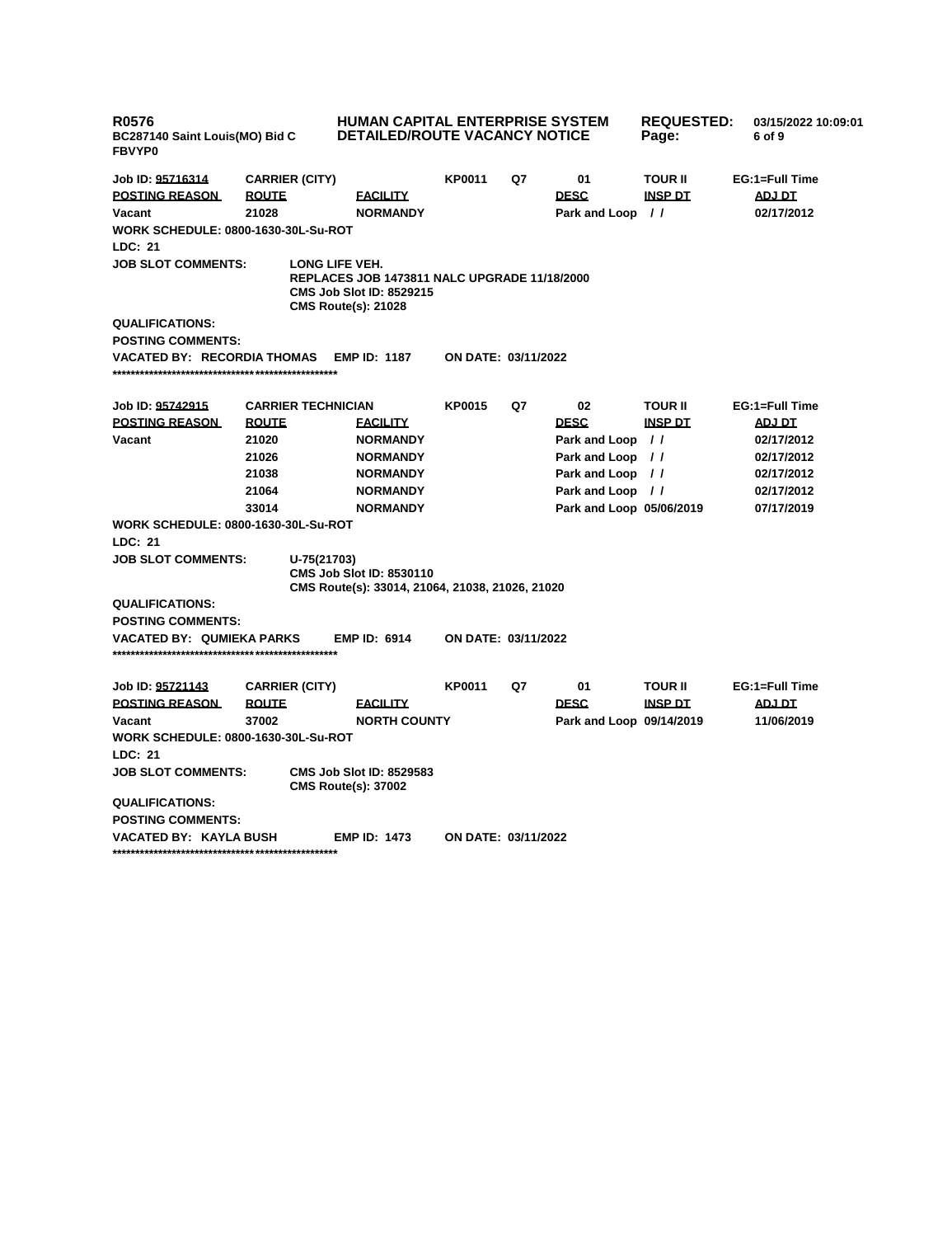**R0576** **HUMAN CAPITAL ENTERPRISE SYSTEM** **REQUESTED:** 03/15/2022 10:09:01
**BC287140 Saint Louis(MO) Bid C** **DETAILED/ROUTE VACANCY NOTICE**
**FBVYP0**

| Job ID: 95716314 | CARRIER (CITY) | | KP0011 | Q7 | 01 | TOUR II | EG:1=Full Time |
|---|---|---|---|---|---|---|---|
| **POSTING REASON** | **ROUTE** | **FACILITY** | | | **DESC** | **INSP DT** | **ADJ DT** |
| Vacant | 21028 | NORMANDY | | | Park and Loop | / / | 02/17/2012 |

**WORK SCHEDULE:** 0800-1630-30L-Su-ROT
**LDC:** 21
**JOB SLOT COMMENTS:** LONG LIFE VEH.
REPLACES JOB 1473811 NALC UPGRADE 11/18/2000
CMS Job Slot ID: 8529215
CMS Route(s): 21028
**QUALIFICATIONS:**
**POSTING COMMENTS:**
**VACATED BY:** RECORDIA THOMAS **EMP ID:** 1187 **ON DATE:** 03/11/2022
*************************************************

| Job ID: 95742915 | CARRIER TECHNICIAN | | KP0015 | Q7 | 02 | TOUR II | EG:1=Full Time |
|---|---|---|---|---|---|---|---|
| **POSTING REASON** | **ROUTE** | **FACILITY** | | | **DESC** | **INSP DT** | **ADJ DT** |
| Vacant | 21020 | NORMANDY | | | Park and Loop | / / | 02/17/2012 |
| | 21026 | NORMANDY | | | Park and Loop | / / | 02/17/2012 |
| | 21038 | NORMANDY | | | Park and Loop | / / | 02/17/2012 |
| | 21064 | NORMANDY | | | Park and Loop | / / | 02/17/2012 |
| | 33014 | NORMANDY | | | Park and Loop | 05/06/2019 | 07/17/2019 |

**WORK SCHEDULE:** 0800-1630-30L-Su-ROT
**LDC:** 21
**JOB SLOT COMMENTS:** U-75(21703)
CMS Job Slot ID: 8530110
CMS Route(s): 33014, 21064, 21038, 21026, 21020
**QUALIFICATIONS:**
**POSTING COMMENTS:**
**VACATED BY:** QUMIEKA PARKS **EMP ID:** 6914 **ON DATE:** 03/11/2022
*************************************************

| Job ID: 95721143 | CARRIER (CITY) | | KP0011 | Q7 | 01 | TOUR II | EG:1=Full Time |
|---|---|---|---|---|---|---|---|
| **POSTING REASON** | **ROUTE** | **FACILITY** | | | **DESC** | **INSP DT** | **ADJ DT** |
| Vacant | 37002 | NORTH COUNTY | | | Park and Loop | 09/14/2019 | 11/06/2019 |

**WORK SCHEDULE:** 0800-1630-30L-Su-ROT
**LDC:** 21
**JOB SLOT COMMENTS:** CMS Job Slot ID: 8529583
CMS Route(s): 37002
**QUALIFICATIONS:**
**POSTING COMMENTS:**
**VACATED BY:** KAYLA BUSH **EMP ID:** 1473 **ON DATE:** 03/11/2022
*************************************************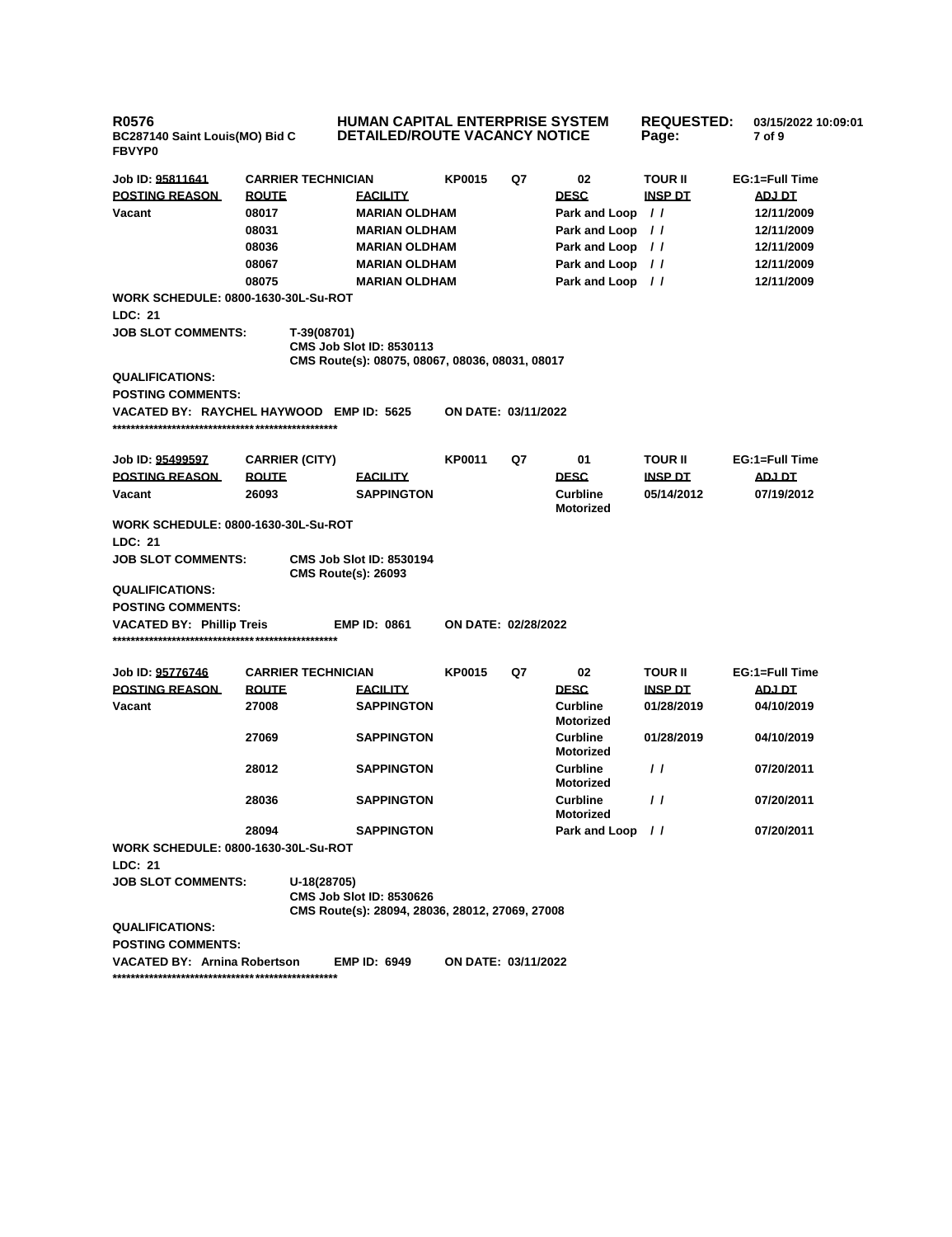**R0576** | **HUMAN CAPITAL ENTERPRISE SYSTEM** | **REQUESTED:** 03/15/2022 10:09:01
**BC287140 Saint Louis(MO) Bid C FBVYP0** | **DETAILED/ROUTE VACANCY NOTICE**

**Job ID: 95811641** | **CARRIER TECHNICIAN** | **KP0015** | **Q7** | **02** | **TOUR II** | **EG:1=Full Time**

| POSTING REASON | ROUTE | FACILITY | DESC | INSP DT | ADJ DT |
|---|---|---|---|---|---|
| Vacant | 08017 | MARIAN OLDHAM | Park and Loop | / / | 12/11/2009 |
| | 08031 | MARIAN OLDHAM | Park and Loop | / / | 12/11/2009 |
| | 08036 | MARIAN OLDHAM | Park and Loop | / / | 12/11/2009 |
| | 08067 | MARIAN OLDHAM | Park and Loop | / / | 12/11/2009 |
| | 08075 | MARIAN OLDHAM | Park and Loop | / / | 12/11/2009 |

**WORK SCHEDULE: 0800-1630-30L-Su-ROT**

**LDC: 21**

**JOB SLOT COMMENTS:** T-39(08701)
CMS Job Slot ID: 8530113
CMS Route(s): 08075, 08067, 08036, 08031, 08017

**QUALIFICATIONS:**

**POSTING COMMENTS:**

**VACATED BY: RAYCHEL HAYWOOD** **EMP ID: 5625** **ON DATE: 03/11/2022**

***************************************************

**Job ID: 95499597** | **CARRIER (CITY)** | **KP0011** | **Q7** | **01** | **TOUR II** | **EG:1=Full Time**

| POSTING REASON | ROUTE | FACILITY | DESC | INSP DT | ADJ DT |
|---|---|---|---|---|---|
| Vacant | 26093 | SAPPINGTON | Curbline Motorized | 05/14/2012 | 07/19/2012 |

**WORK SCHEDULE: 0800-1630-30L-Su-ROT**

**LDC: 21**

**JOB SLOT COMMENTS:** CMS Job Slot ID: 8530194
CMS Route(s): 26093

**QUALIFICATIONS:**

**POSTING COMMENTS:**

**VACATED BY: Phillip Treis** **EMP ID: 0861** **ON DATE: 02/28/2022**

***************************************************

**Job ID: 95776746** | **CARRIER TECHNICIAN** | **KP0015** | **Q7** | **02** | **TOUR II** | **EG:1=Full Time**

| POSTING REASON | ROUTE | FACILITY | DESC | INSP DT | ADJ DT |
|---|---|---|---|---|---|
| Vacant | 27008 | SAPPINGTON | Curbline Motorized | 01/28/2019 | 04/10/2019 |
| | 27069 | SAPPINGTON | Curbline Motorized | 01/28/2019 | 04/10/2019 |
| | 28012 | SAPPINGTON | Curbline Motorized | / / | 07/20/2011 |
| | 28036 | SAPPINGTON | Curbline Motorized | / / | 07/20/2011 |
| | 28094 | SAPPINGTON | Park and Loop | / / | 07/20/2011 |

**WORK SCHEDULE: 0800-1630-30L-Su-ROT**

**LDC: 21**

**JOB SLOT COMMENTS:** U-18(28705)
CMS Job Slot ID: 8530626
CMS Route(s): 28094, 28036, 28012, 27069, 27008

**QUALIFICATIONS:**

**POSTING COMMENTS:**

**VACATED BY: Arnina Robertson** **EMP ID: 6949** **ON DATE: 03/11/2022**

***************************************************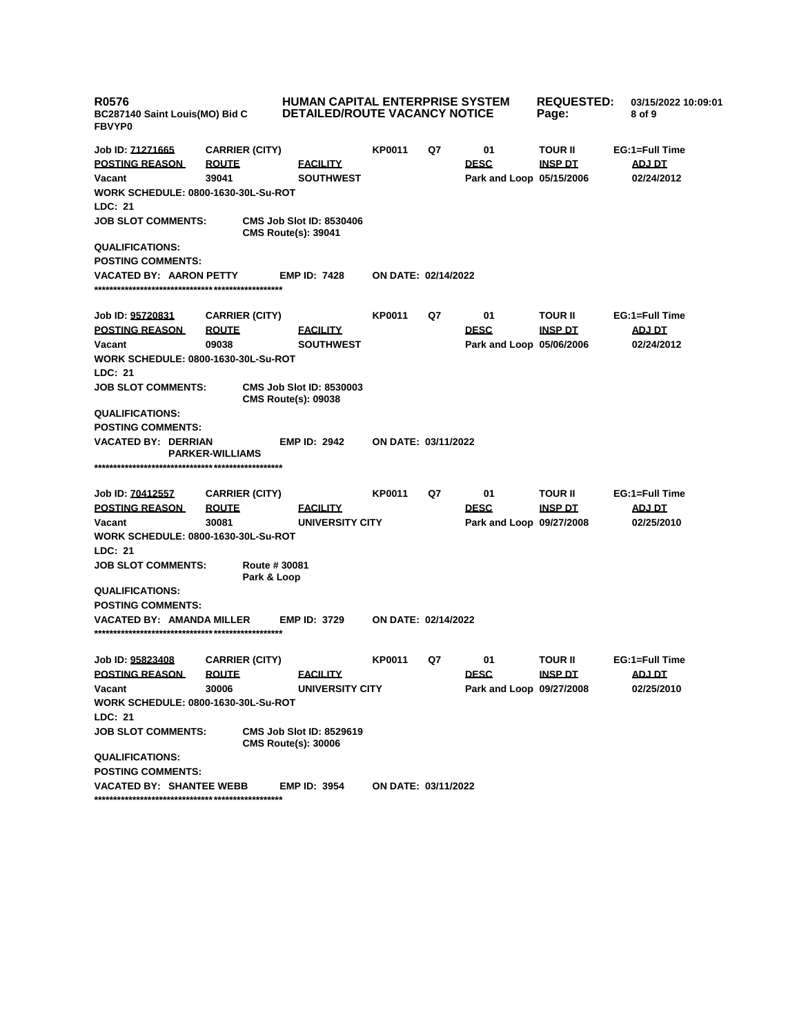R0576
BC287140 Saint Louis(MO) Bid C
FBVYP0

**HUMAN CAPITAL ENTERPRISE SYSTEM**
**DETAILED/ROUTE VACANCY NOTICE**

REQUESTED: 03/15/2022 10:09:01

| Job ID: 71271665 | CARRIER (CITY) | | KP0011 | Q7 | 01 | TOUR II | EG:1=Full Time |
|---|---|---|---|---|---|---|---|
| **POSTING REASON** | **ROUTE** | **FACILITY** | | | **DESC** | **INSP DT** | **ADJ DT** |
| Vacant | 39041 | SOUTHWEST | | | Park and Loop | 05/15/2006 | 02/24/2012 |

WORK SCHEDULE: 0800-1630-30L-Su-ROT
LDC: 21
JOB SLOT COMMENTS: CMS Job Slot ID: 8530406
CMS Route(s): 39041
QUALIFICATIONS:
POSTING COMMENTS:
VACATED BY: AARON PETTY EMP ID: 7428 ON DATE: 02/14/2022
**************************************************

| Job ID: 95720831 | CARRIER (CITY) | | KP0011 | Q7 | 01 | TOUR II | EG:1=Full Time |
|---|---|---|---|---|---|---|---|
| **POSTING REASON** | **ROUTE** | **FACILITY** | | | **DESC** | **INSP DT** | **ADJ DT** |
| Vacant | 09038 | SOUTHWEST | | | Park and Loop | 05/06/2006 | 02/24/2012 |

WORK SCHEDULE: 0800-1630-30L-Su-ROT
LDC: 21
JOB SLOT COMMENTS: CMS Job Slot ID: 8530003
CMS Route(s): 09038
QUALIFICATIONS:
POSTING COMMENTS:
VACATED BY: DERRIAN PARKER-WILLIAMS EMP ID: 2942 ON DATE: 03/11/2022
**************************************************

| Job ID: 70412557 | CARRIER (CITY) | | KP0011 | Q7 | 01 | TOUR II | EG:1=Full Time |
|---|---|---|---|---|---|---|---|
| **POSTING REASON** | **ROUTE** | **FACILITY** | | | **DESC** | **INSP DT** | **ADJ DT** |
| Vacant | 30081 | UNIVERSITY CITY | | | Park and Loop | 09/27/2008 | 02/25/2010 |

WORK SCHEDULE: 0800-1630-30L-Su-ROT
LDC: 21
JOB SLOT COMMENTS: Route # 30081
Park & Loop
QUALIFICATIONS:
POSTING COMMENTS:
VACATED BY: AMANDA MILLER EMP ID: 3729 ON DATE: 02/14/2022
**************************************************

| Job ID: 95823408 | CARRIER (CITY) | | KP0011 | Q7 | 01 | TOUR II | EG:1=Full Time |
|---|---|---|---|---|---|---|---|
| **POSTING REASON** | **ROUTE** | **FACILITY** | | | **DESC** | **INSP DT** | **ADJ DT** |
| Vacant | 30006 | UNIVERSITY CITY | | | Park and Loop | 09/27/2008 | 02/25/2010 |

WORK SCHEDULE: 0800-1630-30L-Su-ROT
LDC: 21
JOB SLOT COMMENTS: CMS Job Slot ID: 8529619
CMS Route(s): 30006
QUALIFICATIONS:
POSTING COMMENTS:
VACATED BY: SHANTEE WEBB EMP ID: 3954 ON DATE: 03/11/2022
**************************************************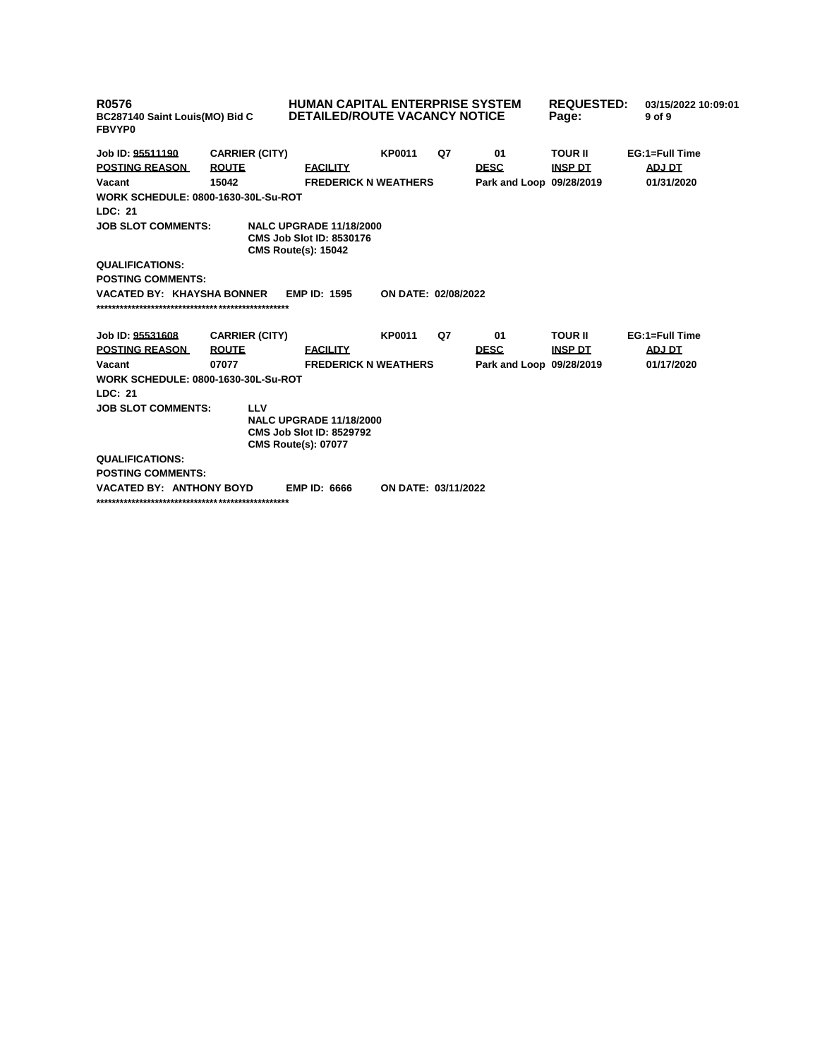**R0576** | **HUMAN CAPITAL ENTERPRISE SYSTEM** | **REQUESTED:** 03/15/2022 10:09:01

**BC287140 Saint Louis(MO) Bid C** | **DETAILED/ROUTE VACANCY NOTICE**

**FBVYP0**

| Job ID: 95511190 | CARRIER (CITY) | | KP0011 | Q7 | 01 | TOUR II | EG:1=Full Time |
|---|---|---|---|---|---|---|---|
| **POSTING REASON** | **ROUTE** | **FACILITY** | | | **DESC** | **INSP DT** | **ADJ DT** |
| Vacant | 15042 | FREDERICK N WEATHERS | | | Park and Loop | 09/28/2019 | 01/31/2020 |

**WORK SCHEDULE: 0800-1630-30L-Su-ROT**

**LDC: 21**

**JOB SLOT COMMENTS:**
NALC UPGRADE 11/18/2000
CMS Job Slot ID: 8530176
CMS Route(s): 15042

**QUALIFICATIONS:**

**POSTING COMMENTS:**

**VACATED BY: KHAYSHA BONNER** **EMP ID: 1595** **ON DATE: 02/08/2022**

**************************************************

| Job ID: 95531608 | CARRIER (CITY) | | KP0011 | Q7 | 01 | TOUR II | EG:1=Full Time |
|---|---|---|---|---|---|---|---|
| **POSTING REASON** | **ROUTE** | **FACILITY** | | | **DESC** | **INSP DT** | **ADJ DT** |
| Vacant | 07077 | FREDERICK N WEATHERS | | | Park and Loop | 09/28/2019 | 01/17/2020 |

**WORK SCHEDULE: 0800-1630-30L-Su-ROT**

**LDC: 21**

**JOB SLOT COMMENTS:**
LLV
NALC UPGRADE 11/18/2000
CMS Job Slot ID: 8529792
CMS Route(s): 07077

**QUALIFICATIONS:**

**POSTING COMMENTS:**

**VACATED BY: ANTHONY BOYD** **EMP ID: 6666** **ON DATE: 03/11/2022**

**************************************************